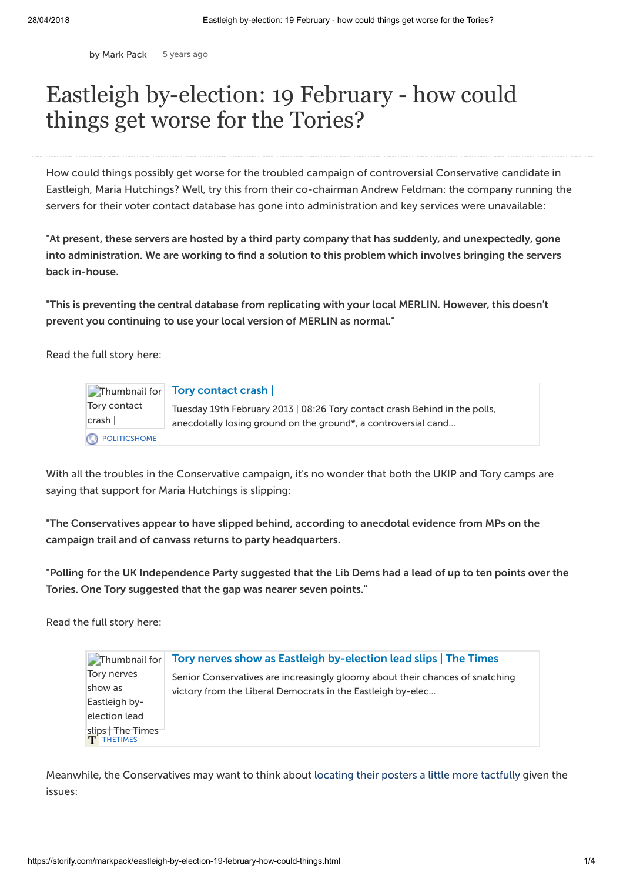by Mark Pack 5 years ago

# Eastleigh by-election: 19 February - how could things get worse for the Tories?

How could things possibly get worse for the troubled campaign of controversial Conservative candidate in Eastleigh, Maria Hutchings? Well, try this from their co-chairman Andrew Feldman: the company running the servers for their voter contact database has gone into administration and key services were unavailable:

**"At present, these servers are hosted by a third party company that has suddenly, and unexpectedly, gone into administration. We are working to find a solution to this problem which involves bringing the servers back in-house.**

**"This is preventing the central database from replicating with your local MERLIN. However, this doesn't prevent you continuing to use your local version of MERLIN as normal."**

Read the full story here:

> Thumbnail for Tory contact crash |
>
> **Tory contact crash |**
>
> Tuesday 19th February 2013 | 08:26 Tory contact crash Behind in the polls, anecdotally losing ground on the ground*, a controversial cand...
>
> POLITICSHOME

With all the troubles in the Conservative campaign, it's no wonder that both the UKIP and Tory camps are saying that support for Maria Hutchings is slipping:

**"The Conservatives appear to have slipped behind, according to anecdotal evidence from MPs on the campaign trail and of canvass returns to party headquarters.**

**"Polling for the UK Independence Party suggested that the Lib Dems had a lead of up to ten points over the Tories. One Tory suggested that the gap was nearer seven points."**

Read the full story here:

> Thumbnail for Tory nerves show as Eastleigh by-election lead slips | The Times
>
> **Tory nerves show as Eastleigh by-election lead slips | The Times**
>
> Senior Conservatives are increasingly gloomy about their chances of snatching victory from the Liberal Democrats in the Eastleigh by-elec...
>
> THETIMES

Meanwhile, the Conservatives may want to think about locating their posters a little more tactfully given the issues: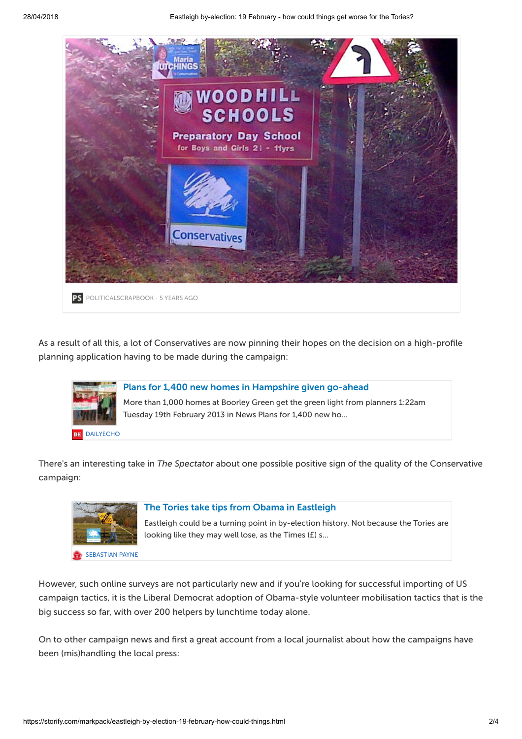POLITICALSCRAPBOOK · 5 YEARS AGO

As a result of all this, a lot of Conservatives are now pinning their hopes on the decision on a high-profile planning application having to be made during the campaign:

**Plans for 1,400 new homes in Hampshire given go-ahead**

More than 1,000 homes at Boorley Green get the green light from planners 1:22am Tuesday 19th February 2013 in News Plans for 1,400 new ho...

DAILYECHO

There's an interesting take in *The Spectator* about one possible positive sign of the quality of the Conservative campaign:

**The Tories take tips from Obama in Eastleigh**

Eastleigh could be a turning point in by-election history. Not because the Tories are looking like they may well lose, as the Times (£) s...

SEBASTIAN PAYNE

However, such online surveys are not particularly new and if you're looking for successful importing of US campaign tactics, it is the Liberal Democrat adoption of Obama-style volunteer mobilisation tactics that is the big success so far, with over 200 helpers by lunchtime today alone.

On to other campaign news and first a great account from a local journalist about how the campaigns have been (mis)handling the local press: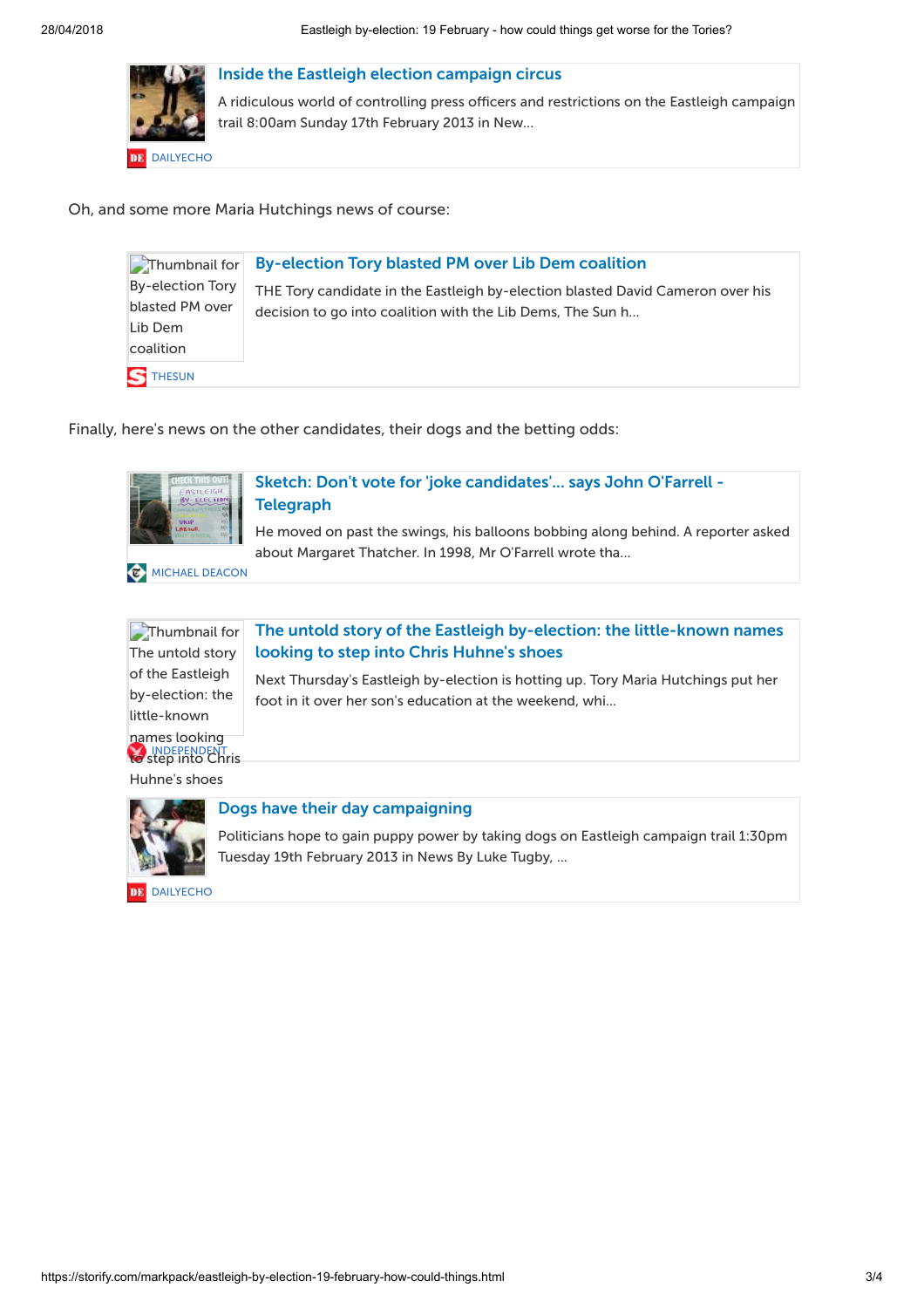### Inside the Eastleigh election campaign circus

A ridiculous world of controlling press officers and restrictions on the Eastleigh campaign trail 8:00am Sunday 17th February 2013 in New...

DAILYECHO

Oh, and some more Maria Hutchings news of course:

### By-election Tory blasted PM over Lib Dem coalition

THE Tory candidate in the Eastleigh by-election blasted David Cameron over his decision to go into coalition with the Lib Dems, The Sun h...

THESUN

Finally, here's news on the other candidates, their dogs and the betting odds:

### Sketch: Don't vote for 'joke candidates'... says John O'Farrell - Telegraph

He moved on past the swings, his balloons bobbing along behind. A reporter asked about Margaret Thatcher. In 1998, Mr O'Farrell wrote tha...

MICHAEL DEACON

### The untold story of the Eastleigh by-election: the little-known names looking to step into Chris Huhne's shoes

Next Thursday's Eastleigh by-election is hotting up. Tory Maria Hutchings put her foot in it over her son's education at the weekend, whi...

INDEPENDENT

### Dogs have their day campaigning

Politicians hope to gain puppy power by taking dogs on Eastleigh campaign trail 1:30pm Tuesday 19th February 2013 in News By Luke Tugby, ...

DAILYECHO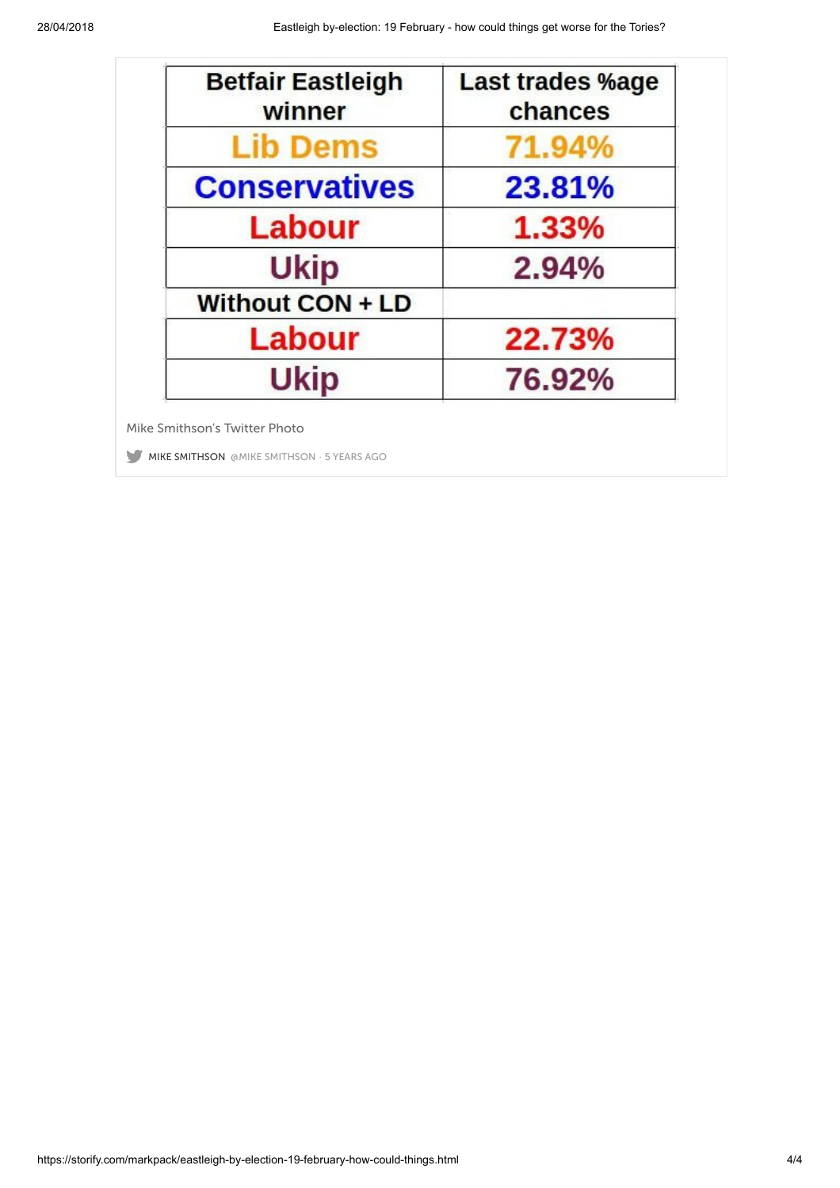| Betfair Eastleigh winner | Last trades %age chances |
| --- | --- |
| Lib Dems | 71.94% |
| Conservatives | 23.81% |
| Labour | 1.33% |
| Ukip | 2.94% |
| Without CON + LD | |
| Labour | 22.73% |
| Ukip | 76.92% |

Mike Smithson's Twitter Photo

MIKE SMITHSON @MIKE SMITHSON · 5 YEARS AGO